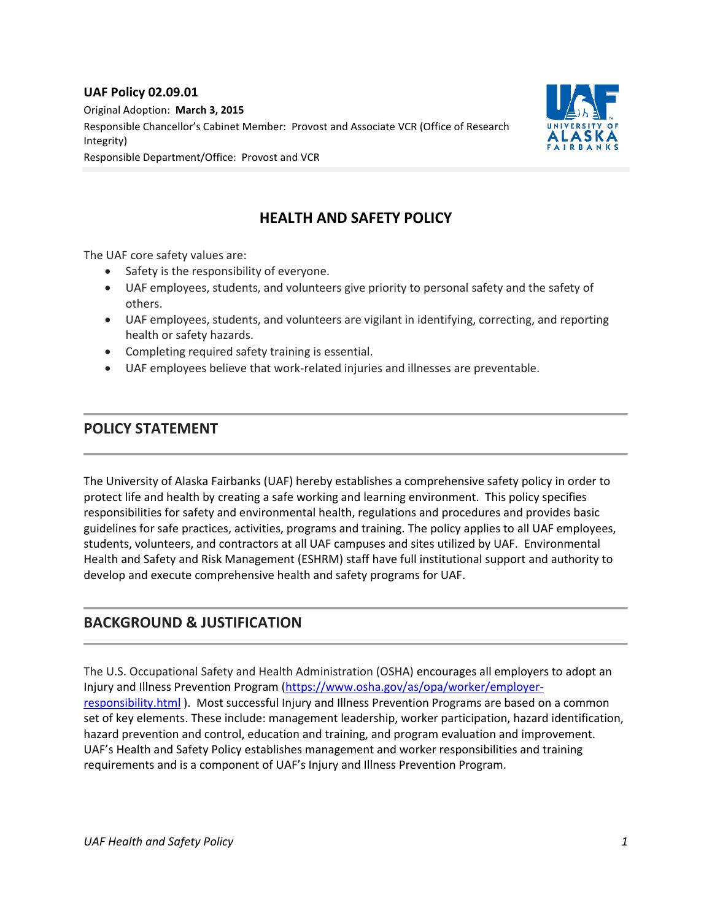**UAF Policy 02.09.01**

Original Adoption: **March 3, 2015**

Responsible Chancellor's Cabinet Member: Provost and Associate VCR (Office of Research Integrity)

Responsible Department/Office: Provost and VCR

# HEALTH AND SAFETY POLICY

The UAF core safety values are:

- Safety is the responsibility of everyone.
- UAF employees, students, and volunteers give priority to personal safety and the safety of others.
- UAF employees, students, and volunteers are vigilant in identifying, correcting, and reporting health or safety hazards.
- Completing required safety training is essential.
- UAF employees believe that work-related injuries and illnesses are preventable.

## POLICY STATEMENT

The University of Alaska Fairbanks (UAF) hereby establishes a comprehensive safety policy in order to protect life and health by creating a safe working and learning environment. This policy specifies responsibilities for safety and environmental health, regulations and procedures and provides basic guidelines for safe practices, activities, programs and training. The policy applies to all UAF employees, students, volunteers, and contractors at all UAF campuses and sites utilized by UAF. Environmental Health and Safety and Risk Management (ESHRM) staff have full institutional support and authority to develop and execute comprehensive health and safety programs for UAF.

## BACKGROUND & JUSTIFICATION

The U.S. Occupational Safety and Health Administration (OSHA) encourages all employers to adopt an Injury and Illness Prevention Program (https://www.osha.gov/as/opa/worker/employer-responsibility.html ). Most successful Injury and Illness Prevention Programs are based on a common set of key elements. These include: management leadership, worker participation, hazard identification, hazard prevention and control, education and training, and program evaluation and improvement. UAF's Health and Safety Policy establishes management and worker responsibilities and training requirements and is a component of UAF's Injury and Illness Prevention Program.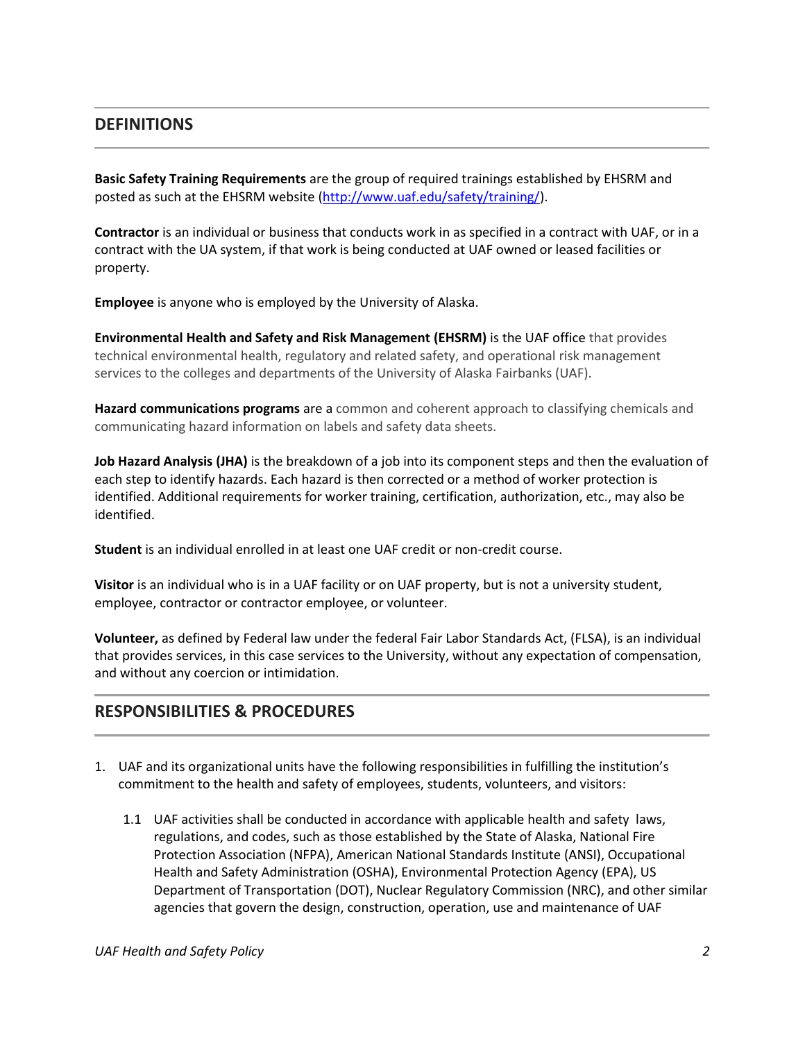## DEFINITIONS

**Basic Safety Training Requirements** are the group of required trainings established by EHSRM and posted as such at the EHSRM website (http://www.uaf.edu/safety/training/).

**Contractor** is an individual or business that conducts work in as specified in a contract with UAF, or in a contract with the UA system, if that work is being conducted at UAF owned or leased facilities or property.

**Employee** is anyone who is employed by the University of Alaska.

**Environmental Health and Safety and Risk Management (EHSRM)** is the UAF office that provides technical environmental health, regulatory and related safety, and operational risk management services to the colleges and departments of the University of Alaska Fairbanks (UAF).

**Hazard communications programs** are a common and coherent approach to classifying chemicals and communicating hazard information on labels and safety data sheets.

**Job Hazard Analysis (JHA)** is the breakdown of a job into its component steps and then the evaluation of each step to identify hazards. Each hazard is then corrected or a method of worker protection is identified. Additional requirements for worker training, certification, authorization, etc., may also be identified.

**Student** is an individual enrolled in at least one UAF credit or non-credit course.

**Visitor** is an individual who is in a UAF facility or on UAF property, but is not a university student, employee, contractor or contractor employee, or volunteer.

**Volunteer,** as defined by Federal law under the federal Fair Labor Standards Act, (FLSA), is an individual that provides services, in this case services to the University, without any expectation of compensation, and without any coercion or intimidation.

## RESPONSIBILITIES & PROCEDURES

1. UAF and its organizational units have the following responsibilities in fulfilling the institution's commitment to the health and safety of employees, students, volunteers, and visitors:

   1.1 UAF activities shall be conducted in accordance with applicable health and safety laws, regulations, and codes, such as those established by the State of Alaska, National Fire Protection Association (NFPA), American National Standards Institute (ANSI), Occupational Health and Safety Administration (OSHA), Environmental Protection Agency (EPA), US Department of Transportation (DOT), Nuclear Regulatory Commission (NRC), and other similar agencies that govern the design, construction, operation, use and maintenance of UAF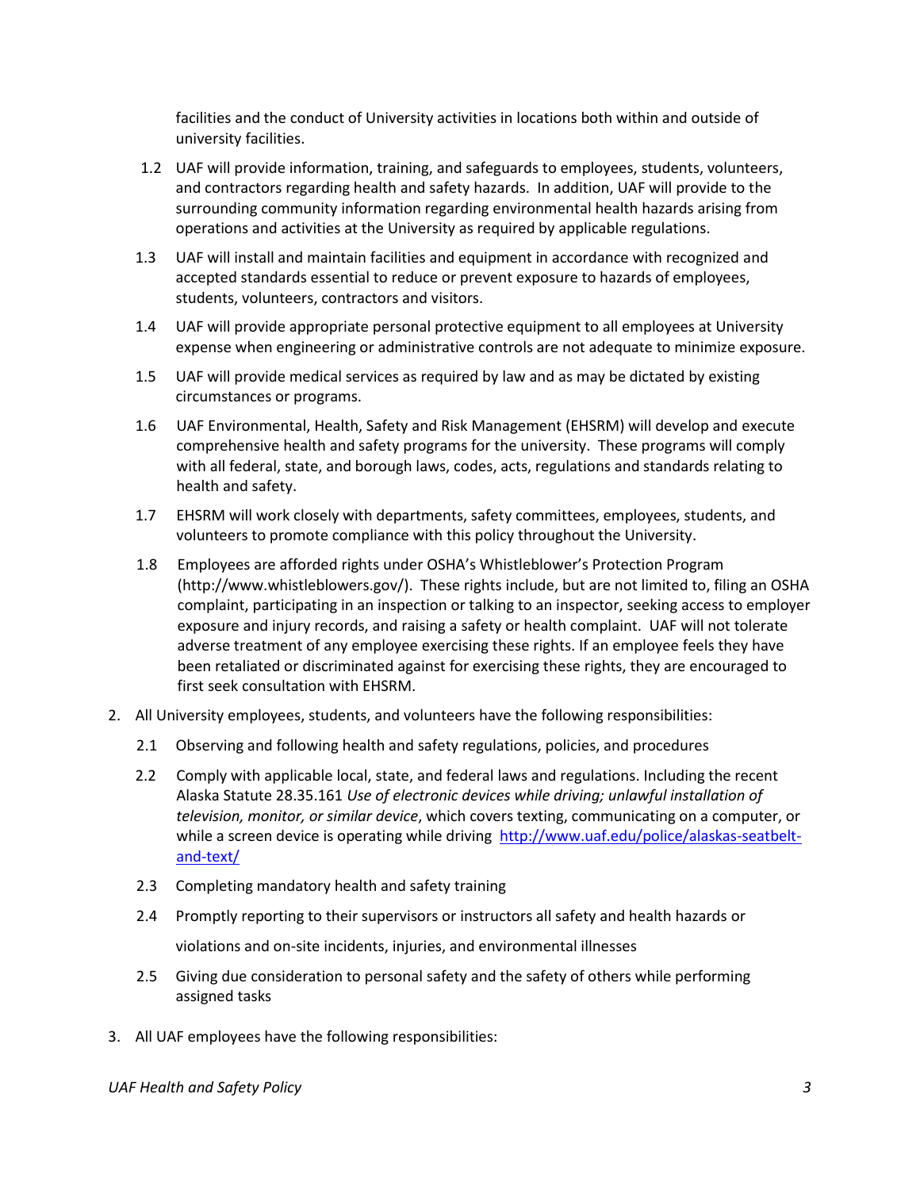facilities and the conduct of University activities in locations both within and outside of university facilities.

1.2 UAF will provide information, training, and safeguards to employees, students, volunteers, and contractors regarding health and safety hazards. In addition, UAF will provide to the surrounding community information regarding environmental health hazards arising from operations and activities at the University as required by applicable regulations.

1.3 UAF will install and maintain facilities and equipment in accordance with recognized and accepted standards essential to reduce or prevent exposure to hazards of employees, students, volunteers, contractors and visitors.

1.4 UAF will provide appropriate personal protective equipment to all employees at University expense when engineering or administrative controls are not adequate to minimize exposure.

1.5 UAF will provide medical services as required by law and as may be dictated by existing circumstances or programs.

1.6 UAF Environmental, Health, Safety and Risk Management (EHSRM) will develop and execute comprehensive health and safety programs for the university. These programs will comply with all federal, state, and borough laws, codes, acts, regulations and standards relating to health and safety.

1.7 EHSRM will work closely with departments, safety committees, employees, students, and volunteers to promote compliance with this policy throughout the University.

1.8 Employees are afforded rights under OSHA's Whistleblower's Protection Program (http://www.whistleblowers.gov/). These rights include, but are not limited to, filing an OSHA complaint, participating in an inspection or talking to an inspector, seeking access to employer exposure and injury records, and raising a safety or health complaint. UAF will not tolerate adverse treatment of any employee exercising these rights. If an employee feels they have been retaliated or discriminated against for exercising these rights, they are encouraged to first seek consultation with EHSRM.

2. All University employees, students, and volunteers have the following responsibilities:

   2.1 Observing and following health and safety regulations, policies, and procedures

   2.2 Comply with applicable local, state, and federal laws and regulations. Including the recent Alaska Statute 28.35.161 *Use of electronic devices while driving; unlawful installation of television, monitor, or similar device*, which covers texting, communicating on a computer, or while a screen device is operating while driving [http://www.uaf.edu/police/alaskas-seatbelt-and-text/](http://www.uaf.edu/police/alaskas-seatbelt-and-text/)

   2.3 Completing mandatory health and safety training

   2.4 Promptly reporting to their supervisors or instructors all safety and health hazards or violations and on-site incidents, injuries, and environmental illnesses

   2.5 Giving due consideration to personal safety and the safety of others while performing assigned tasks

3. All UAF employees have the following responsibilities: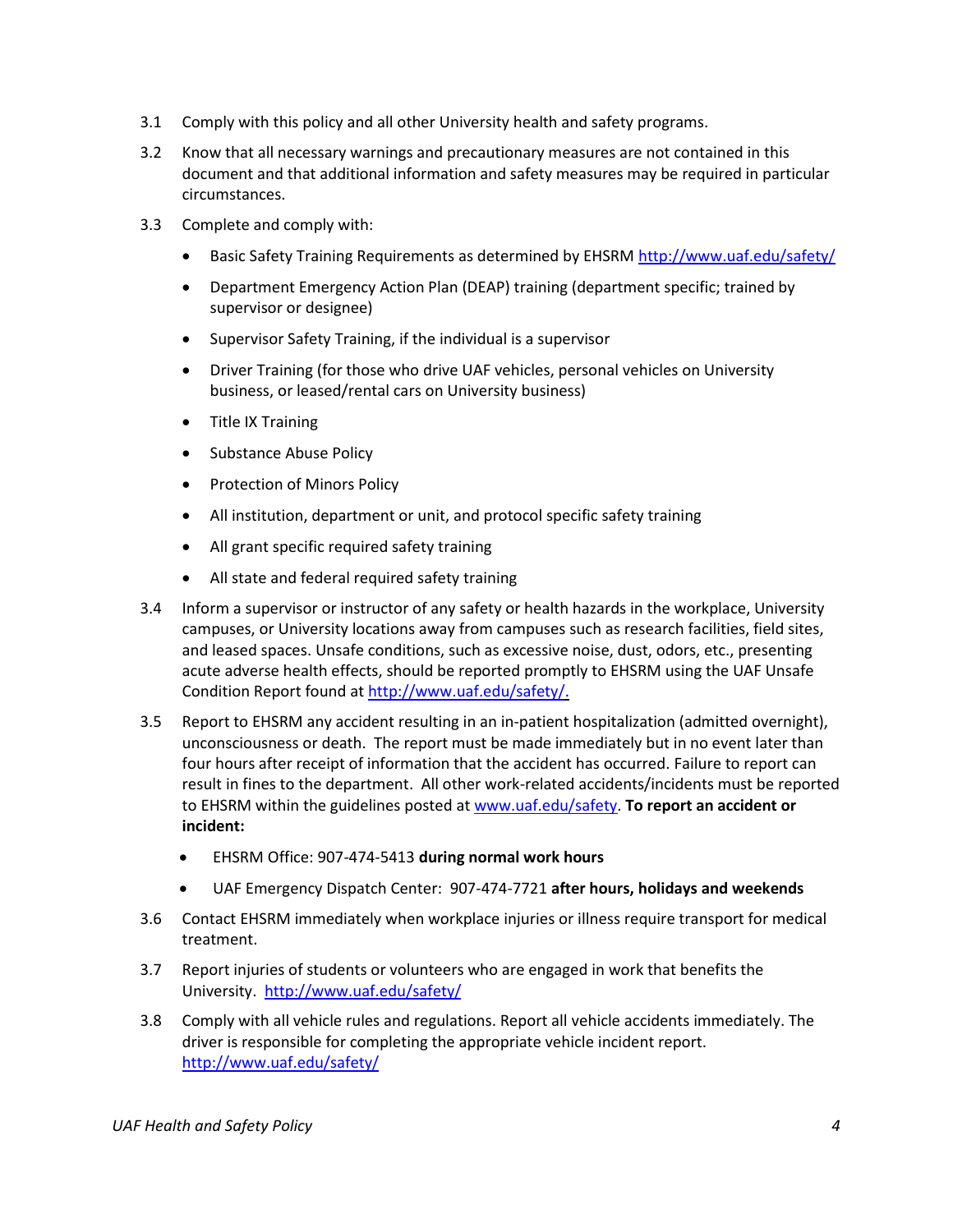3.1 Comply with this policy and all other University health and safety programs.

3.2 Know that all necessary warnings and precautionary measures are not contained in this document and that additional information and safety measures may be required in particular circumstances.

3.3 Complete and comply with:

- Basic Safety Training Requirements as determined by EHSRM http://www.uaf.edu/safety/
- Department Emergency Action Plan (DEAP) training (department specific; trained by supervisor or designee)
- Supervisor Safety Training, if the individual is a supervisor
- Driver Training (for those who drive UAF vehicles, personal vehicles on University business, or leased/rental cars on University business)
- Title IX Training
- Substance Abuse Policy
- Protection of Minors Policy
- All institution, department or unit, and protocol specific safety training
- All grant specific required safety training
- All state and federal required safety training

3.4 Inform a supervisor or instructor of any safety or health hazards in the workplace, University campuses, or University locations away from campuses such as research facilities, field sites, and leased spaces. Unsafe conditions, such as excessive noise, dust, odors, etc., presenting acute adverse health effects, should be reported promptly to EHSRM using the UAF Unsafe Condition Report found at http://www.uaf.edu/safety/.

3.5 Report to EHSRM any accident resulting in an in-patient hospitalization (admitted overnight), unconsciousness or death. The report must be made immediately but in no event later than four hours after receipt of information that the accident has occurred. Failure to report can result in fines to the department. All other work-related accidents/incidents must be reported to EHSRM within the guidelines posted at www.uaf.edu/safety. **To report an accident or incident:**

- EHSRM Office: 907-474-5413 **during normal work hours**
- UAF Emergency Dispatch Center: 907-474-7721 **after hours, holidays and weekends**

3.6 Contact EHSRM immediately when workplace injuries or illness require transport for medical treatment.

3.7 Report injuries of students or volunteers who are engaged in work that benefits the University. http://www.uaf.edu/safety/

3.8 Comply with all vehicle rules and regulations. Report all vehicle accidents immediately. The driver is responsible for completing the appropriate vehicle incident report. http://www.uaf.edu/safety/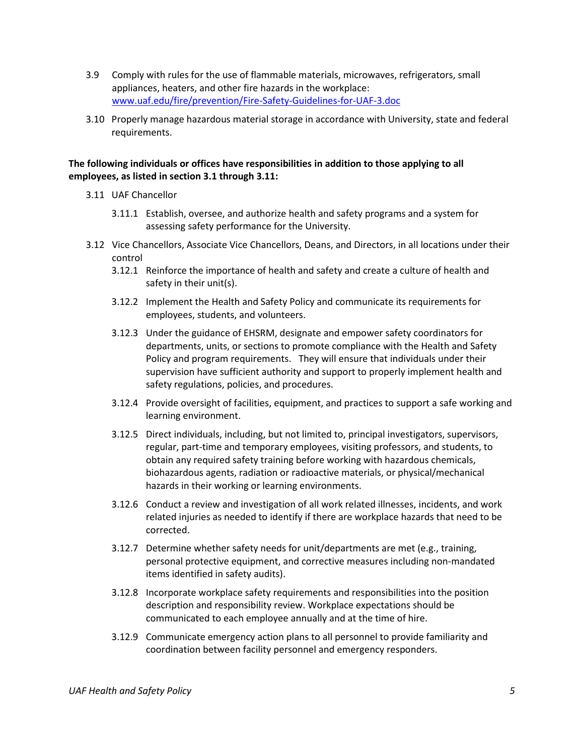3.9 Comply with rules for the use of flammable materials, microwaves, refrigerators, small appliances, heaters, and other fire hazards in the workplace: [www.uaf.edu/fire/prevention/Fire-Safety-Guidelines-for-UAF-3.doc](www.uaf.edu/fire/prevention/Fire-Safety-Guidelines-for-UAF-3.doc)

3.10 Properly manage hazardous material storage in accordance with University, state and federal requirements.

**The following individuals or offices have responsibilities in addition to those applying to all employees, as listed in section 3.1 through 3.11:**

3.11 UAF Chancellor

- 3.11.1 Establish, oversee, and authorize health and safety programs and a system for assessing safety performance for the University.

3.12 Vice Chancellors, Associate Vice Chancellors, Deans, and Directors, in all locations under their control

- 3.12.1 Reinforce the importance of health and safety and create a culture of health and safety in their unit(s).
- 3.12.2 Implement the Health and Safety Policy and communicate its requirements for employees, students, and volunteers.
- 3.12.3 Under the guidance of EHSRM, designate and empower safety coordinators for departments, units, or sections to promote compliance with the Health and Safety Policy and program requirements. They will ensure that individuals under their supervision have sufficient authority and support to properly implement health and safety regulations, policies, and procedures.
- 3.12.4 Provide oversight of facilities, equipment, and practices to support a safe working and learning environment.
- 3.12.5 Direct individuals, including, but not limited to, principal investigators, supervisors, regular, part-time and temporary employees, visiting professors, and students, to obtain any required safety training before working with hazardous chemicals, biohazardous agents, radiation or radioactive materials, or physical/mechanical hazards in their working or learning environments.
- 3.12.6 Conduct a review and investigation of all work related illnesses, incidents, and work related injuries as needed to identify if there are workplace hazards that need to be corrected.
- 3.12.7 Determine whether safety needs for unit/departments are met (e.g., training, personal protective equipment, and corrective measures including non-mandated items identified in safety audits).
- 3.12.8 Incorporate workplace safety requirements and responsibilities into the position description and responsibility review. Workplace expectations should be communicated to each employee annually and at the time of hire.
- 3.12.9 Communicate emergency action plans to all personnel to provide familiarity and coordination between facility personnel and emergency responders.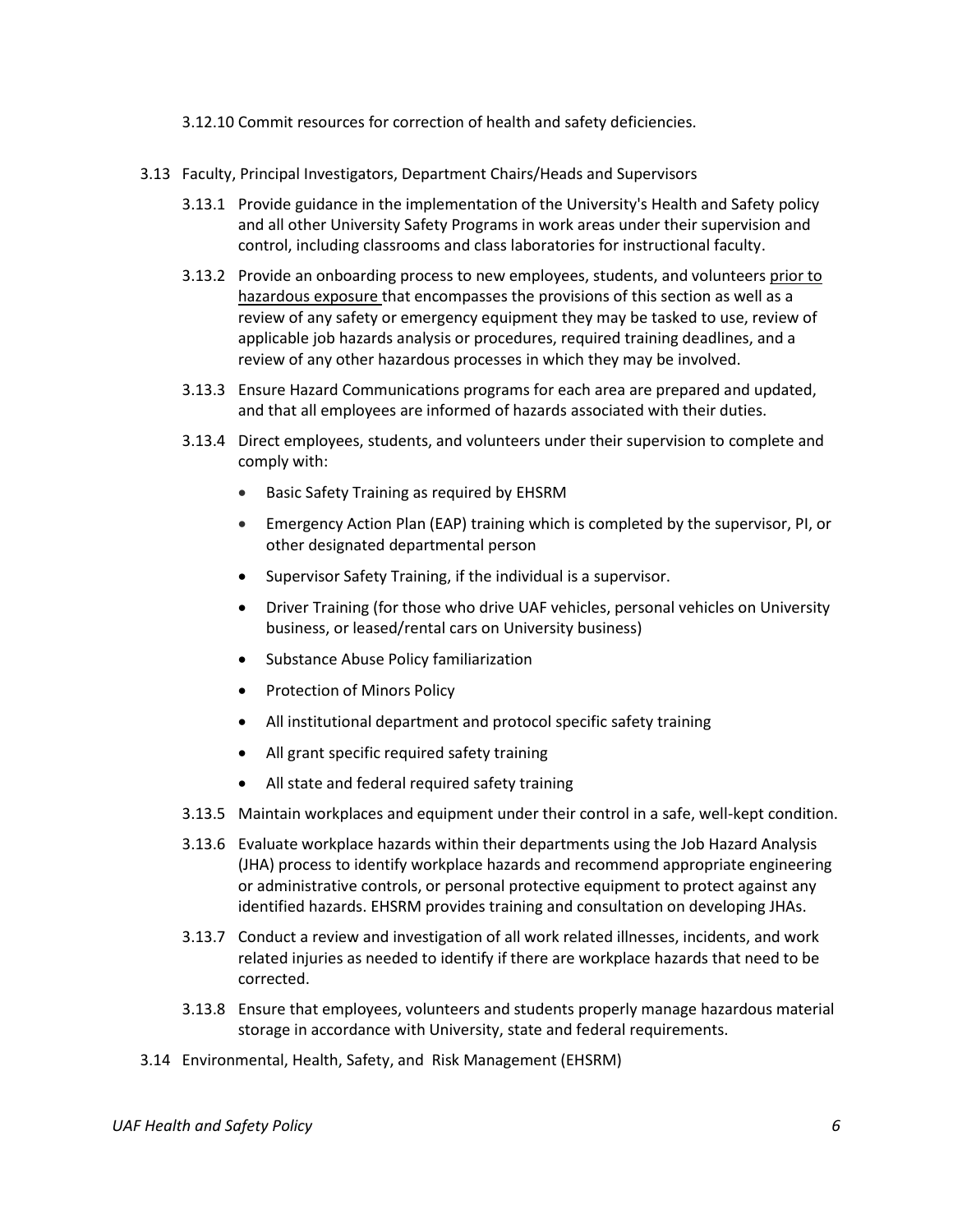3.12.10 Commit resources for correction of health and safety deficiencies.

3.13 Faculty, Principal Investigators, Department Chairs/Heads and Supervisors

3.13.1 Provide guidance in the implementation of the University's Health and Safety policy and all other University Safety Programs in work areas under their supervision and control, including classrooms and class laboratories for instructional faculty.

3.13.2 Provide an onboarding process to new employees, students, and volunteers <u>prior to hazardous exposure</u> that encompasses the provisions of this section as well as a review of any safety or emergency equipment they may be tasked to use, review of applicable job hazards analysis or procedures, required training deadlines, and a review of any other hazardous processes in which they may be involved.

3.13.3 Ensure Hazard Communications programs for each area are prepared and updated, and that all employees are informed of hazards associated with their duties.

3.13.4 Direct employees, students, and volunteers under their supervision to complete and comply with:

- Basic Safety Training as required by EHSRM
- Emergency Action Plan (EAP) training which is completed by the supervisor, PI, or other designated departmental person
- Supervisor Safety Training, if the individual is a supervisor.
- Driver Training (for those who drive UAF vehicles, personal vehicles on University business, or leased/rental cars on University business)
- Substance Abuse Policy familiarization
- Protection of Minors Policy
- All institutional department and protocol specific safety training
- All grant specific required safety training
- All state and federal required safety training

3.13.5 Maintain workplaces and equipment under their control in a safe, well-kept condition.

3.13.6 Evaluate workplace hazards within their departments using the Job Hazard Analysis (JHA) process to identify workplace hazards and recommend appropriate engineering or administrative controls, or personal protective equipment to protect against any identified hazards. EHSRM provides training and consultation on developing JHAs.

3.13.7 Conduct a review and investigation of all work related illnesses, incidents, and work related injuries as needed to identify if there are workplace hazards that need to be corrected.

3.13.8 Ensure that employees, volunteers and students properly manage hazardous material storage in accordance with University, state and federal requirements.

3.14 Environmental, Health, Safety, and Risk Management (EHSRM)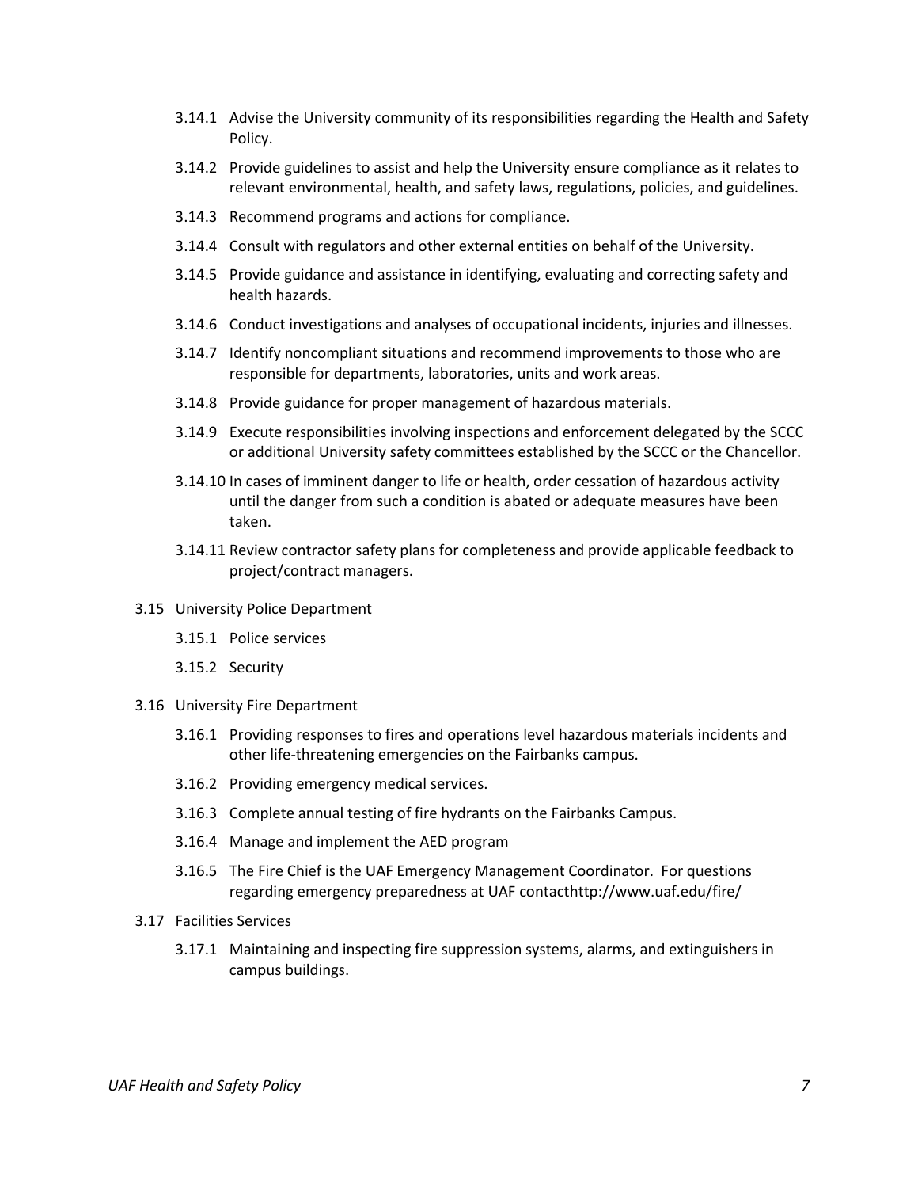- 3.14.1 Advise the University community of its responsibilities regarding the Health and Safety Policy.
- 3.14.2 Provide guidelines to assist and help the University ensure compliance as it relates to relevant environmental, health, and safety laws, regulations, policies, and guidelines.
- 3.14.3 Recommend programs and actions for compliance.
- 3.14.4 Consult with regulators and other external entities on behalf of the University.
- 3.14.5 Provide guidance and assistance in identifying, evaluating and correcting safety and health hazards.
- 3.14.6 Conduct investigations and analyses of occupational incidents, injuries and illnesses.
- 3.14.7 Identify noncompliant situations and recommend improvements to those who are responsible for departments, laboratories, units and work areas.
- 3.14.8 Provide guidance for proper management of hazardous materials.
- 3.14.9 Execute responsibilities involving inspections and enforcement delegated by the SCCC or additional University safety committees established by the SCCC or the Chancellor.
- 3.14.10 In cases of imminent danger to life or health, order cessation of hazardous activity until the danger from such a condition is abated or adequate measures have been taken.
- 3.14.11 Review contractor safety plans for completeness and provide applicable feedback to project/contract managers.

3.15 University Police Department

- 3.15.1 Police services
- 3.15.2 Security

3.16 University Fire Department

- 3.16.1 Providing responses to fires and operations level hazardous materials incidents and other life-threatening emergencies on the Fairbanks campus.
- 3.16.2 Providing emergency medical services.
- 3.16.3 Complete annual testing of fire hydrants on the Fairbanks Campus.
- 3.16.4 Manage and implement the AED program
- 3.16.5 The Fire Chief is the UAF Emergency Management Coordinator. For questions regarding emergency preparedness at UAF contacthttp://www.uaf.edu/fire/

3.17 Facilities Services

- 3.17.1 Maintaining and inspecting fire suppression systems, alarms, and extinguishers in campus buildings.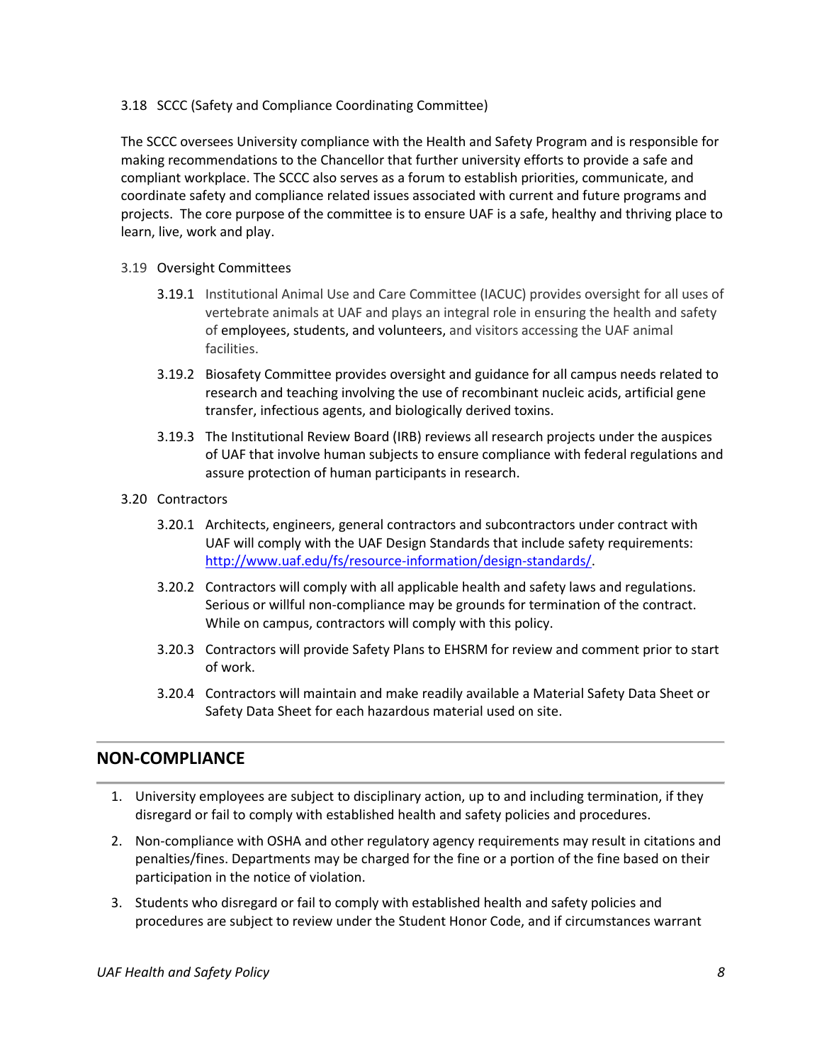3.18 SCCC (Safety and Compliance Coordinating Committee)

The SCCC oversees University compliance with the Health and Safety Program and is responsible for making recommendations to the Chancellor that further university efforts to provide a safe and compliant workplace. The SCCC also serves as a forum to establish priorities, communicate, and coordinate safety and compliance related issues associated with current and future programs and projects. The core purpose of the committee is to ensure UAF is a safe, healthy and thriving place to learn, live, work and play.

3.19 Oversight Committees

3.19.1 Institutional Animal Use and Care Committee (IACUC) provides oversight for all uses of vertebrate animals at UAF and plays an integral role in ensuring the health and safety of employees, students, and volunteers, and visitors accessing the UAF animal facilities.

3.19.2 Biosafety Committee provides oversight and guidance for all campus needs related to research and teaching involving the use of recombinant nucleic acids, artificial gene transfer, infectious agents, and biologically derived toxins.

3.19.3 The Institutional Review Board (IRB) reviews all research projects under the auspices of UAF that involve human subjects to ensure compliance with federal regulations and assure protection of human participants in research.

3.20 Contractors

3.20.1 Architects, engineers, general contractors and subcontractors under contract with UAF will comply with the UAF Design Standards that include safety requirements: http://www.uaf.edu/fs/resource-information/design-standards/.

3.20.2 Contractors will comply with all applicable health and safety laws and regulations. Serious or willful non-compliance may be grounds for termination of the contract. While on campus, contractors will comply with this policy.

3.20.3 Contractors will provide Safety Plans to EHSRM for review and comment prior to start of work.

3.20.4 Contractors will maintain and make readily available a Material Safety Data Sheet or Safety Data Sheet for each hazardous material used on site.

## NON-COMPLIANCE

1. University employees are subject to disciplinary action, up to and including termination, if they disregard or fail to comply with established health and safety policies and procedures.
2. Non-compliance with OSHA and other regulatory agency requirements may result in citations and penalties/fines. Departments may be charged for the fine or a portion of the fine based on their participation in the notice of violation.
3. Students who disregard or fail to comply with established health and safety policies and procedures are subject to review under the Student Honor Code, and if circumstances warrant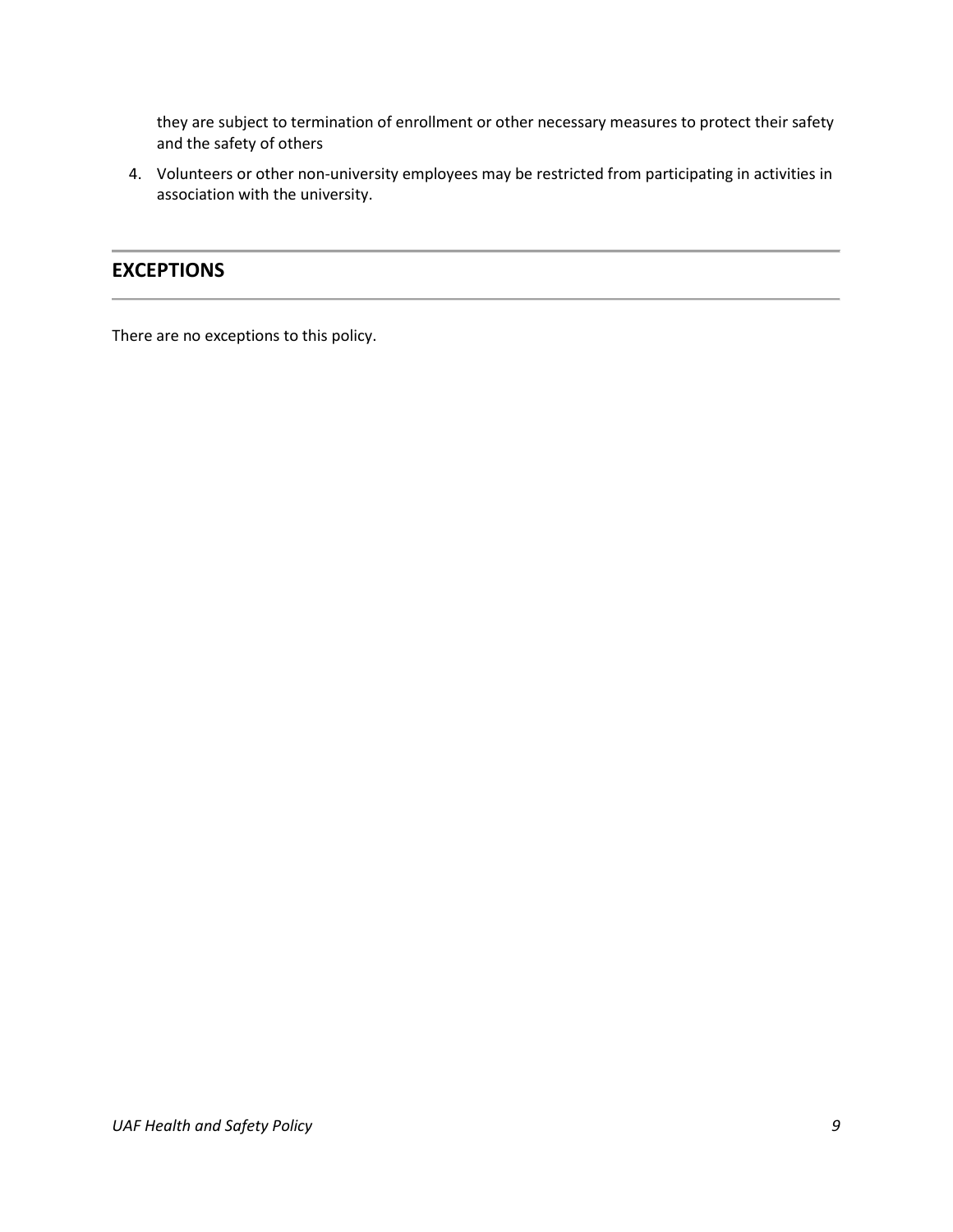they are subject to termination of enrollment or other necessary measures to protect their safety and the safety of others

4. Volunteers or other non-university employees may be restricted from participating in activities in association with the university.

## EXCEPTIONS

There are no exceptions to this policy.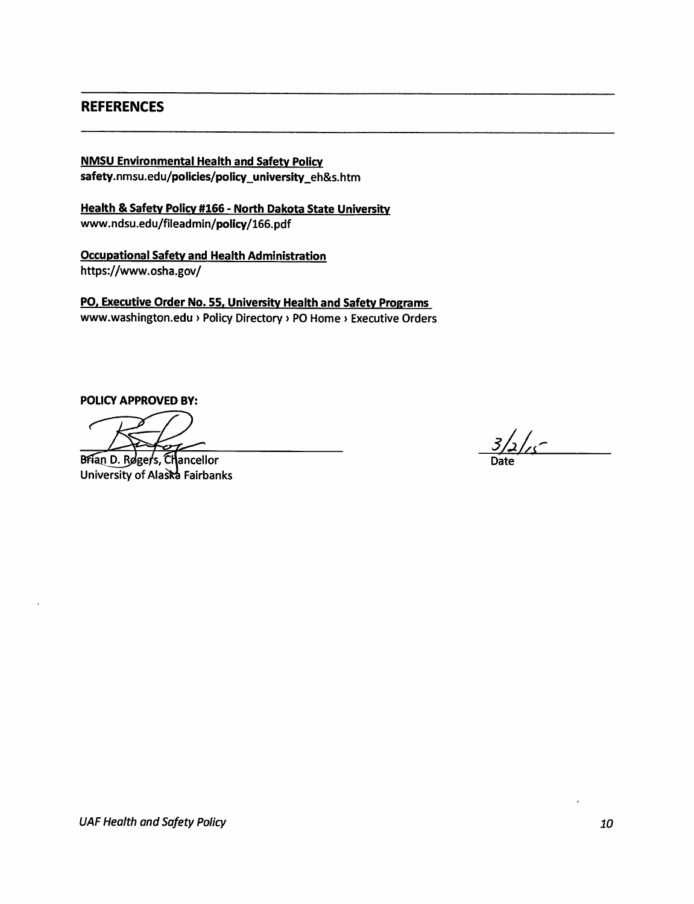## REFERENCES

**NMSU Environmental Health and Safety Policy**
**safety**.nmsu.edu/**policies**/**policy_university**_eh&s.htm

**Health & Safety Policy #166 - North Dakota State University**
www.ndsu.edu/fileadmin/**policy**/166.pdf

**Occupational Safety and Health Administration**
https://www.osha.gov/

**PO, Executive Order No. 55, University Health and Safety Programs**
www.washington.edu › Policy Directory › PO Home › Executive Orders

**POLICY APPROVED BY:**

Brian D. Rogers, Chancellor
University of Alaska Fairbanks

3/2/15
Date